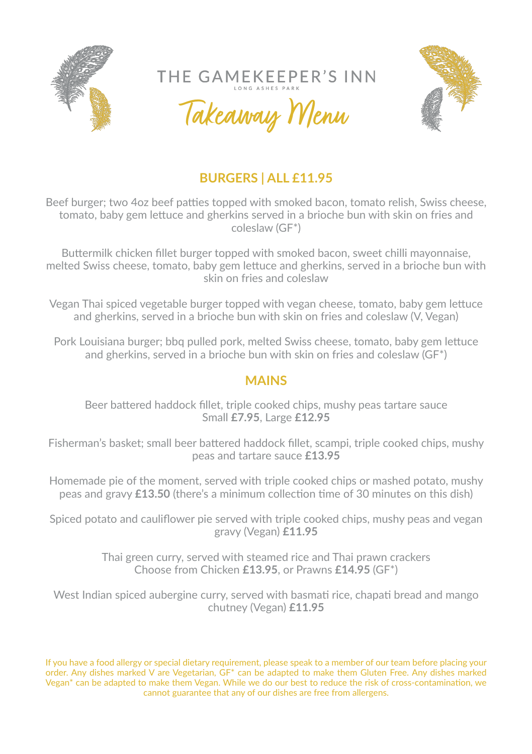# THE GAMEKEEPER'S INN

LONG ASHES PARK

## Takeaway Menu

### BURGERS | ALL £11.95

Beef burger; two 4oz beef patties topped with smoked bacon, tomato relish, Swiss cheese, tomato, baby gem lettuce and gherkins served in a brioche bun with skin on fries and coleslaw (GF*)

Buttermilk chicken fillet burger topped with smoked bacon, sweet chilli mayonnaise, melted Swiss cheese, tomato, baby gem lettuce and gherkins, served in a brioche bun with skin on fries and coleslaw

Vegan Thai spiced vegetable burger topped with vegan cheese, tomato, baby gem lettuce and gherkins, served in a brioche bun with skin on fries and coleslaw (V, Vegan)

Pork Louisiana burger; bbq pulled pork, melted Swiss cheese, tomato, baby gem lettuce and gherkins, served in a brioche bun with skin on fries and coleslaw (GF*)

### MAINS

Beer battered haddock fillet, triple cooked chips, mushy peas tartare sauce
Small **£7.95**, Large **£12.95**

Fisherman's basket; small beer battered haddock fillet, scampi, triple cooked chips, mushy peas and tartare sauce **£13.95**

Homemade pie of the moment, served with triple cooked chips or mashed potato, mushy peas and gravy **£13.50** (there's a minimum collection time of 30 minutes on this dish)

Spiced potato and cauliflower pie served with triple cooked chips, mushy peas and vegan gravy (Vegan) **£11.95**

Thai green curry, served with steamed rice and Thai prawn crackers
Choose from Chicken **£13.95**, or Prawns **£14.95** (GF*)

West Indian spiced aubergine curry, served with basmati rice, chapati bread and mango chutney (Vegan) **£11.95**

If you have a food allergy or special dietary requirement, please speak to a member of our team before placing your order. Any dishes marked V are Vegetarian, GF* can be adapted to make them Gluten Free. Any dishes marked Vegan* can be adapted to make them Vegan. While we do our best to reduce the risk of cross-contamination, we cannot guarantee that any of our dishes are free from allergens.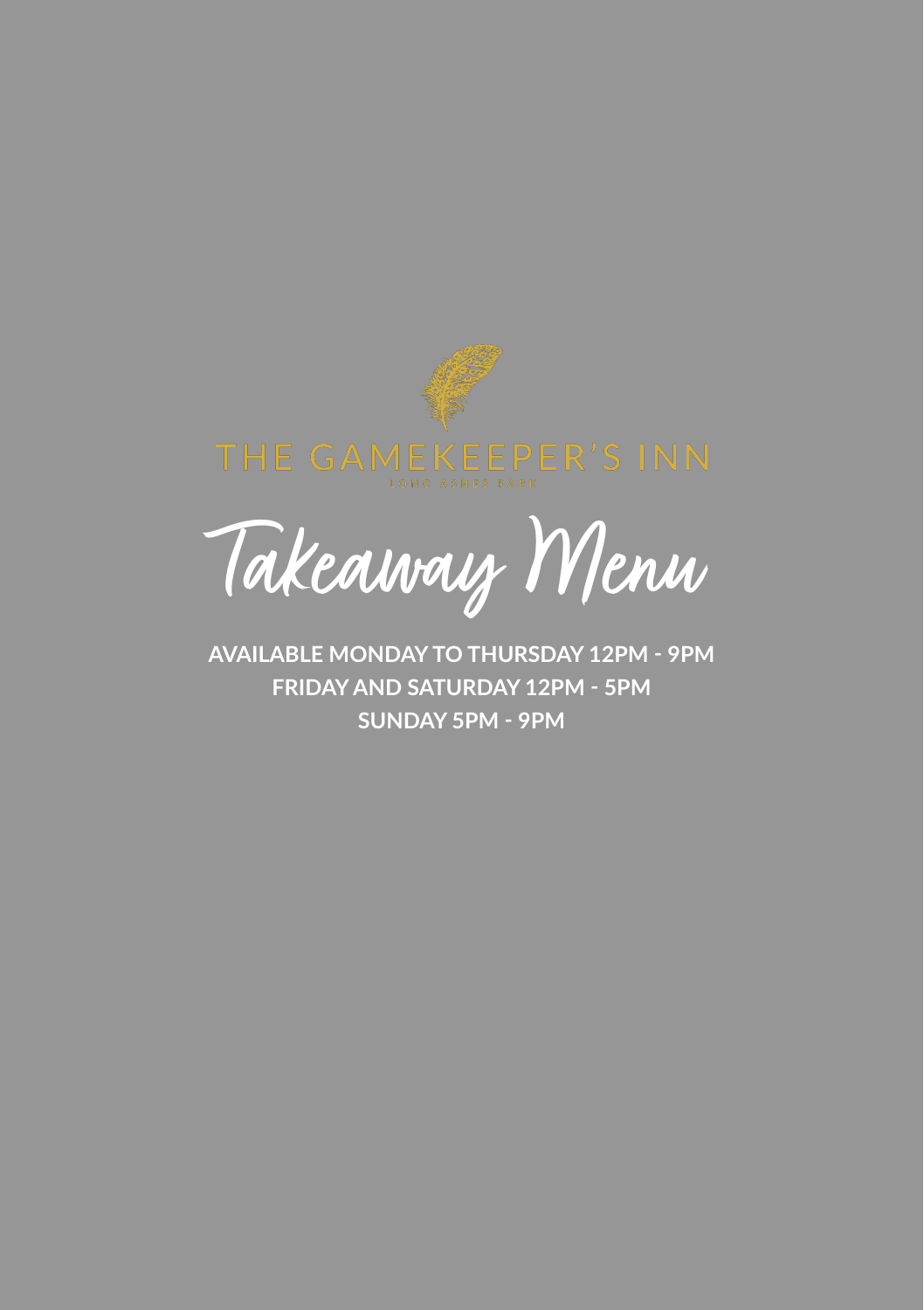THE GAMEKEEPER'S INN

LONG ASHES PARK

# Takeaway Menu

**AVAILABLE MONDAY TO THURSDAY 12PM - 9PM**
**FRIDAY AND SATURDAY 12PM - 5PM**
**SUNDAY 5PM - 9PM**